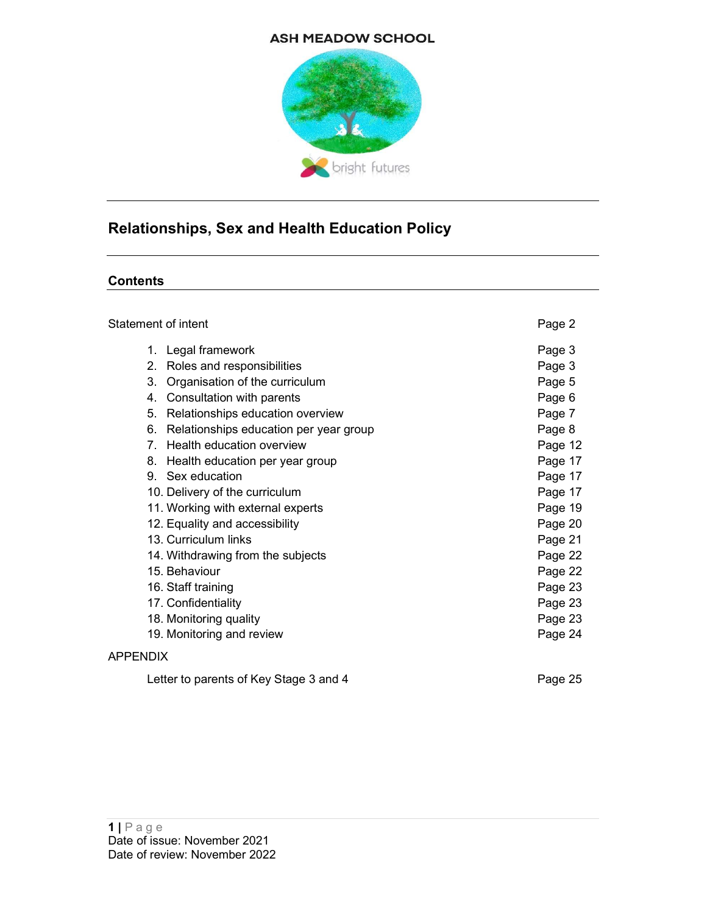ASH MEADOW SCHOOL

bright futures

# Relationships, Sex and Health Education Policy

## Contents

| | |
|---|---|
| Statement of intent | Page 2 |
| 1. Legal framework | Page 3 |
| 2. Roles and responsibilities | Page 3 |
| 3. Organisation of the curriculum | Page 5 |
| 4. Consultation with parents | Page 6 |
| 5. Relationships education overview | Page 7 |
| 6. Relationships education per year group | Page 8 |
| 7. Health education overview | Page 12 |
| 8. Health education per year group | Page 17 |
| 9. Sex education | Page 17 |
| 10. Delivery of the curriculum | Page 17 |
| 11. Working with external experts | Page 19 |
| 12. Equality and accessibility | Page 20 |
| 13. Curriculum links | Page 21 |
| 14. Withdrawing from the subjects | Page 22 |
| 15. Behaviour | Page 22 |
| 16. Staff training | Page 23 |
| 17. Confidentiality | Page 23 |
| 18. Monitoring quality | Page 23 |
| 19. Monitoring and review | Page 24 |
| APPENDIX | |
| Letter to parents of Key Stage 3 and 4 | Page 25 |

Date of issue: November 2021
Date of review: November 2022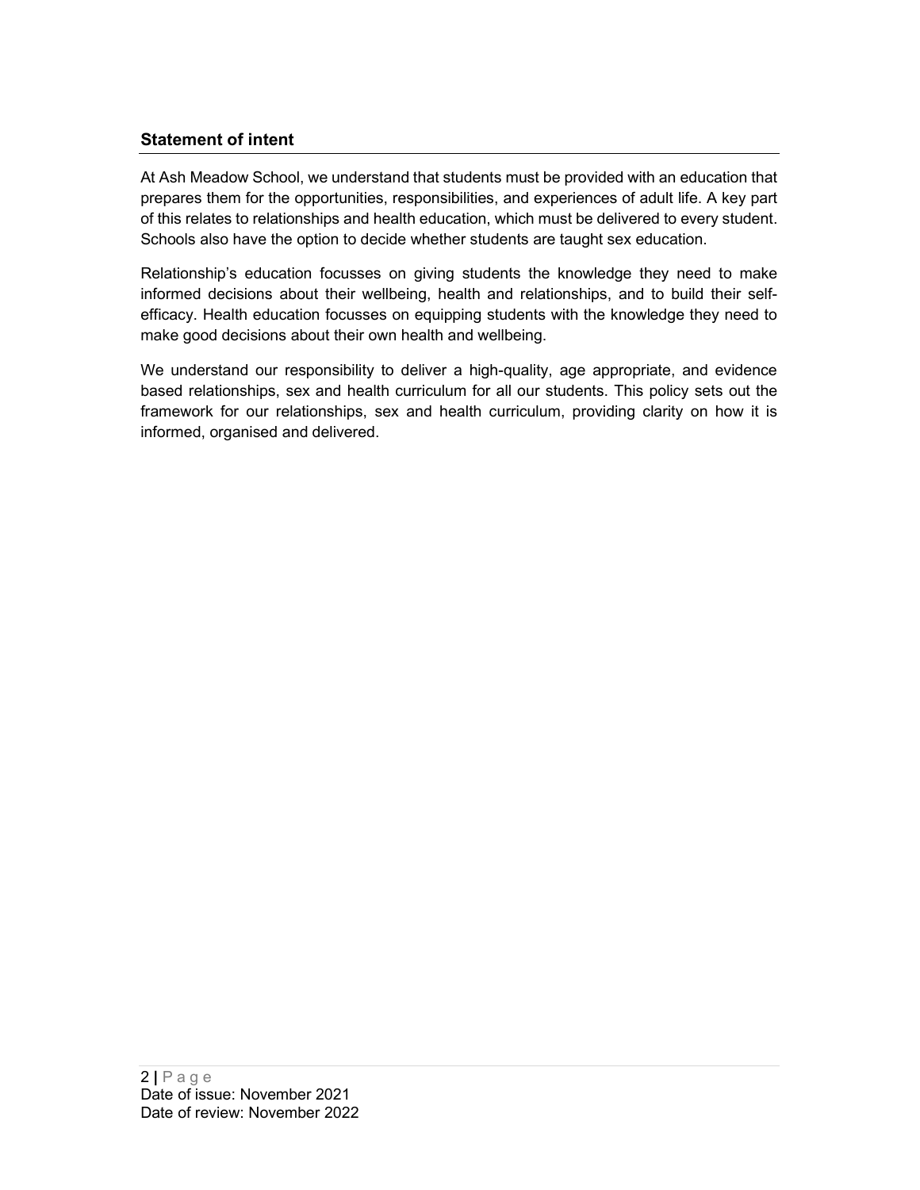## Statement of intent

At Ash Meadow School, we understand that students must be provided with an education that prepares them for the opportunities, responsibilities, and experiences of adult life. A key part of this relates to relationships and health education, which must be delivered to every student. Schools also have the option to decide whether students are taught sex education.

Relationship's education focusses on giving students the knowledge they need to make informed decisions about their wellbeing, health and relationships, and to build their self-efficacy. Health education focusses on equipping students with the knowledge they need to make good decisions about their own health and wellbeing.

We understand our responsibility to deliver a high-quality, age appropriate, and evidence based relationships, sex and health curriculum for all our students. This policy sets out the framework for our relationships, sex and health curriculum, providing clarity on how it is informed, organised and delivered.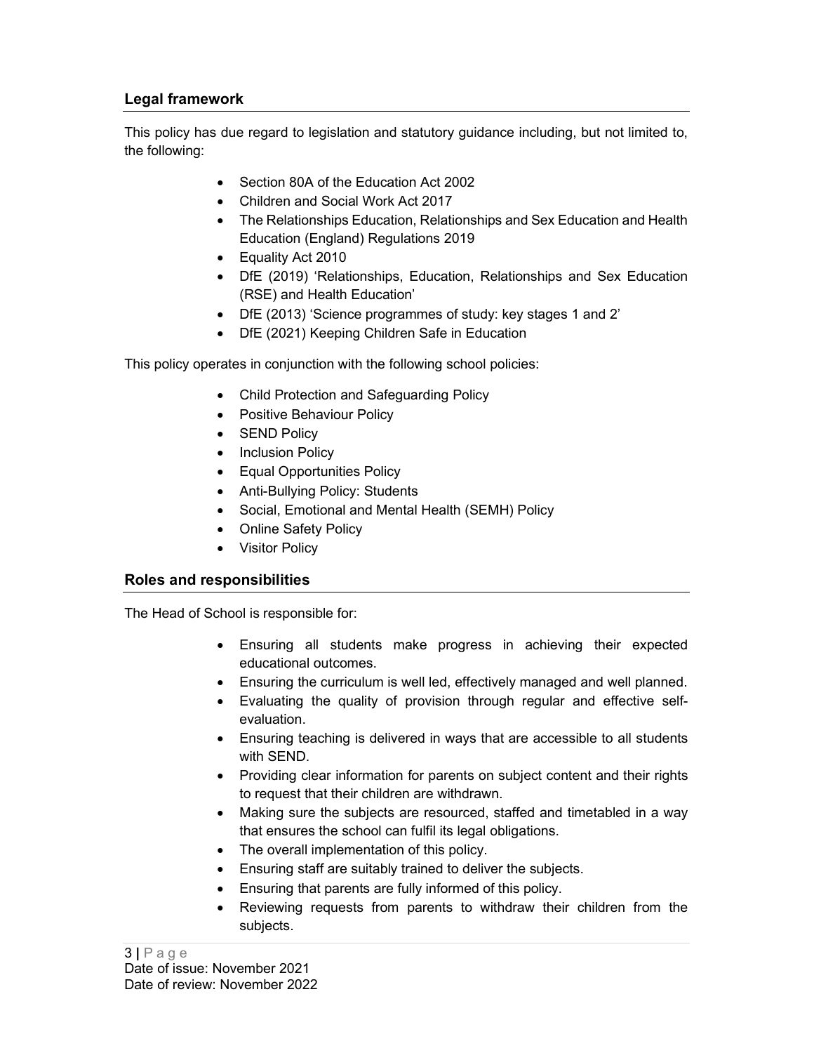## Legal framework

This policy has due regard to legislation and statutory guidance including, but not limited to, the following:

- Section 80A of the Education Act 2002
- Children and Social Work Act 2017
- The Relationships Education, Relationships and Sex Education and Health Education (England) Regulations 2019
- Equality Act 2010
- DfE (2019) 'Relationships, Education, Relationships and Sex Education (RSE) and Health Education'
- DfE (2013) 'Science programmes of study: key stages 1 and 2'
- DfE (2021) Keeping Children Safe in Education

This policy operates in conjunction with the following school policies:

- Child Protection and Safeguarding Policy
- Positive Behaviour Policy
- SEND Policy
- Inclusion Policy
- Equal Opportunities Policy
- Anti-Bullying Policy: Students
- Social, Emotional and Mental Health (SEMH) Policy
- Online Safety Policy
- Visitor Policy

## Roles and responsibilities

The Head of School is responsible for:

- Ensuring all students make progress in achieving their expected educational outcomes.
- Ensuring the curriculum is well led, effectively managed and well planned.
- Evaluating the quality of provision through regular and effective self-evaluation.
- Ensuring teaching is delivered in ways that are accessible to all students with SEND.
- Providing clear information for parents on subject content and their rights to request that their children are withdrawn.
- Making sure the subjects are resourced, staffed and timetabled in a way that ensures the school can fulfil its legal obligations.
- The overall implementation of this policy.
- Ensuring staff are suitably trained to deliver the subjects.
- Ensuring that parents are fully informed of this policy.
- Reviewing requests from parents to withdraw their children from the subjects.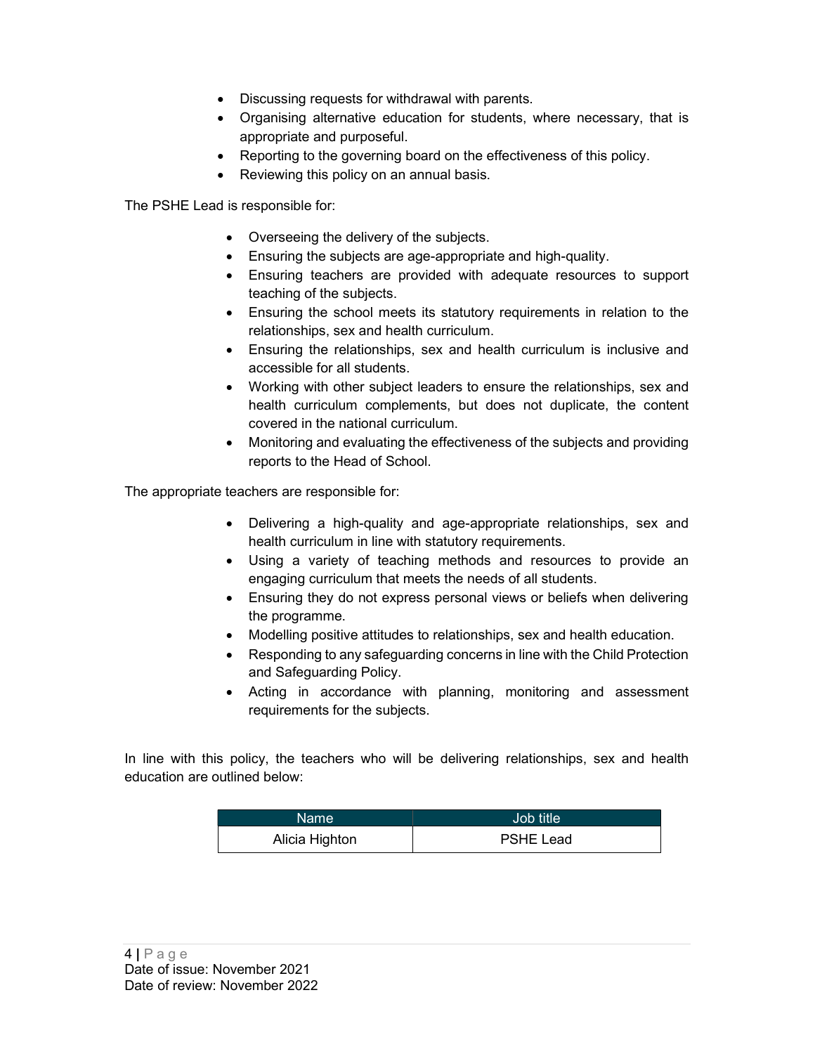- Discussing requests for withdrawal with parents.
- Organising alternative education for students, where necessary, that is appropriate and purposeful.
- Reporting to the governing board on the effectiveness of this policy.
- Reviewing this policy on an annual basis.

The PSHE Lead is responsible for:

- Overseeing the delivery of the subjects.
- Ensuring the subjects are age-appropriate and high-quality.
- Ensuring teachers are provided with adequate resources to support teaching of the subjects.
- Ensuring the school meets its statutory requirements in relation to the relationships, sex and health curriculum.
- Ensuring the relationships, sex and health curriculum is inclusive and accessible for all students.
- Working with other subject leaders to ensure the relationships, sex and health curriculum complements, but does not duplicate, the content covered in the national curriculum.
- Monitoring and evaluating the effectiveness of the subjects and providing reports to the Head of School.

The appropriate teachers are responsible for:

- Delivering a high-quality and age-appropriate relationships, sex and health curriculum in line with statutory requirements.
- Using a variety of teaching methods and resources to provide an engaging curriculum that meets the needs of all students.
- Ensuring they do not express personal views or beliefs when delivering the programme.
- Modelling positive attitudes to relationships, sex and health education.
- Responding to any safeguarding concerns in line with the Child Protection and Safeguarding Policy.
- Acting in accordance with planning, monitoring and assessment requirements for the subjects.

In line with this policy, the teachers who will be delivering relationships, sex and health education are outlined below:

| Name | Job title |
| --- | --- |
| Alicia Highton | PSHE Lead |

Date of issue: November 2021
Date of review: November 2022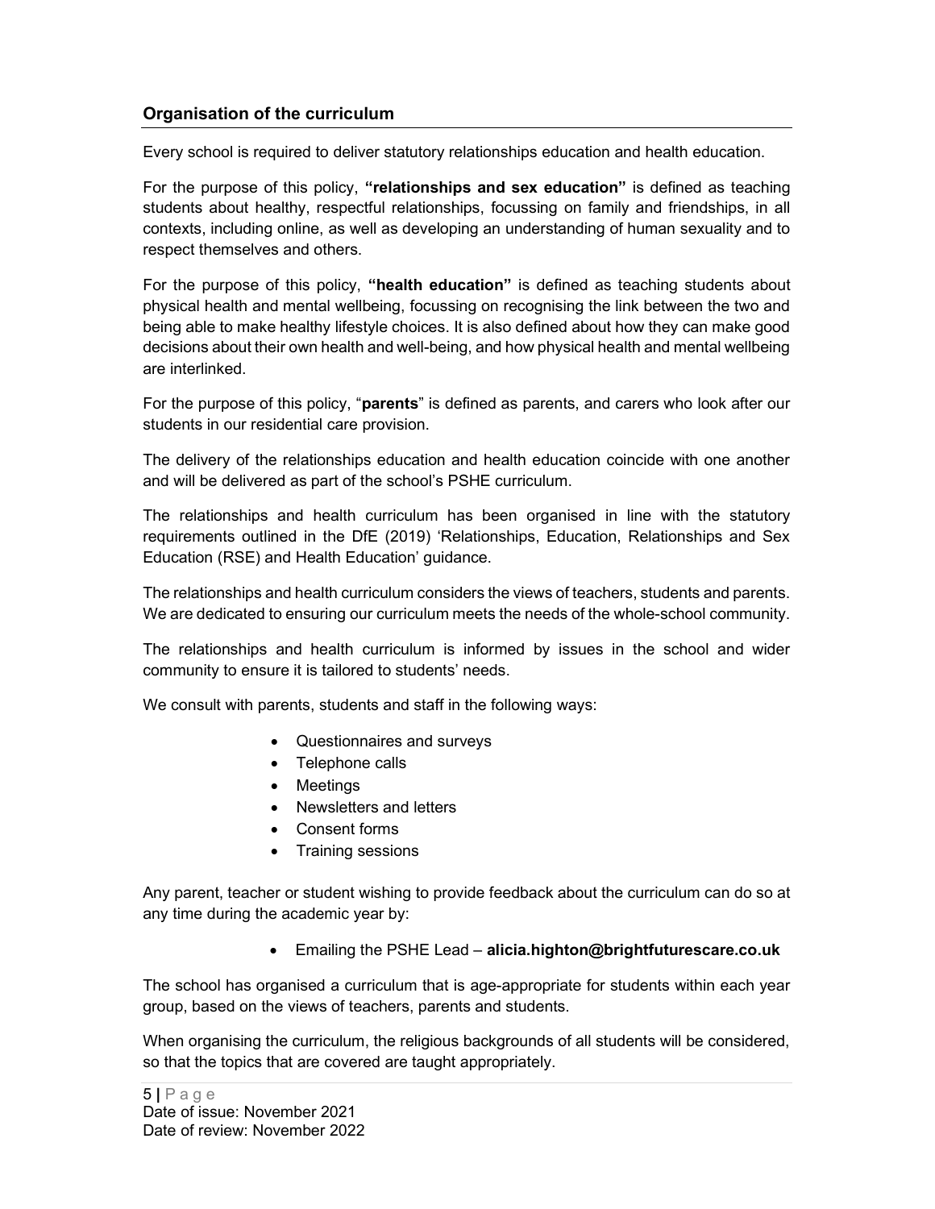## Organisation of the curriculum

Every school is required to deliver statutory relationships education and health education.

For the purpose of this policy, **"relationships and sex education"** is defined as teaching students about healthy, respectful relationships, focussing on family and friendships, in all contexts, including online, as well as developing an understanding of human sexuality and to respect themselves and others.

For the purpose of this policy, **"health education"** is defined as teaching students about physical health and mental wellbeing, focussing on recognising the link between the two and being able to make healthy lifestyle choices. It is also defined about how they can make good decisions about their own health and well-being, and how physical health and mental wellbeing are interlinked.

For the purpose of this policy, "**parents**" is defined as parents, and carers who look after our students in our residential care provision.

The delivery of the relationships education and health education coincide with one another and will be delivered as part of the school's PSHE curriculum.

The relationships and health curriculum has been organised in line with the statutory requirements outlined in the DfE (2019) 'Relationships, Education, Relationships and Sex Education (RSE) and Health Education' guidance.

The relationships and health curriculum considers the views of teachers, students and parents. We are dedicated to ensuring our curriculum meets the needs of the whole-school community.

The relationships and health curriculum is informed by issues in the school and wider community to ensure it is tailored to students' needs.

We consult with parents, students and staff in the following ways:

- Questionnaires and surveys
- Telephone calls
- Meetings
- Newsletters and letters
- Consent forms
- Training sessions

Any parent, teacher or student wishing to provide feedback about the curriculum can do so at any time during the academic year by:

- Emailing the PSHE Lead – **alicia.highton@brightfuturescare.co.uk**

The school has organised a curriculum that is age-appropriate for students within each year group, based on the views of teachers, parents and students.

When organising the curriculum, the religious backgrounds of all students will be considered, so that the topics that are covered are taught appropriately.

Date of issue: November 2021
Date of review: November 2022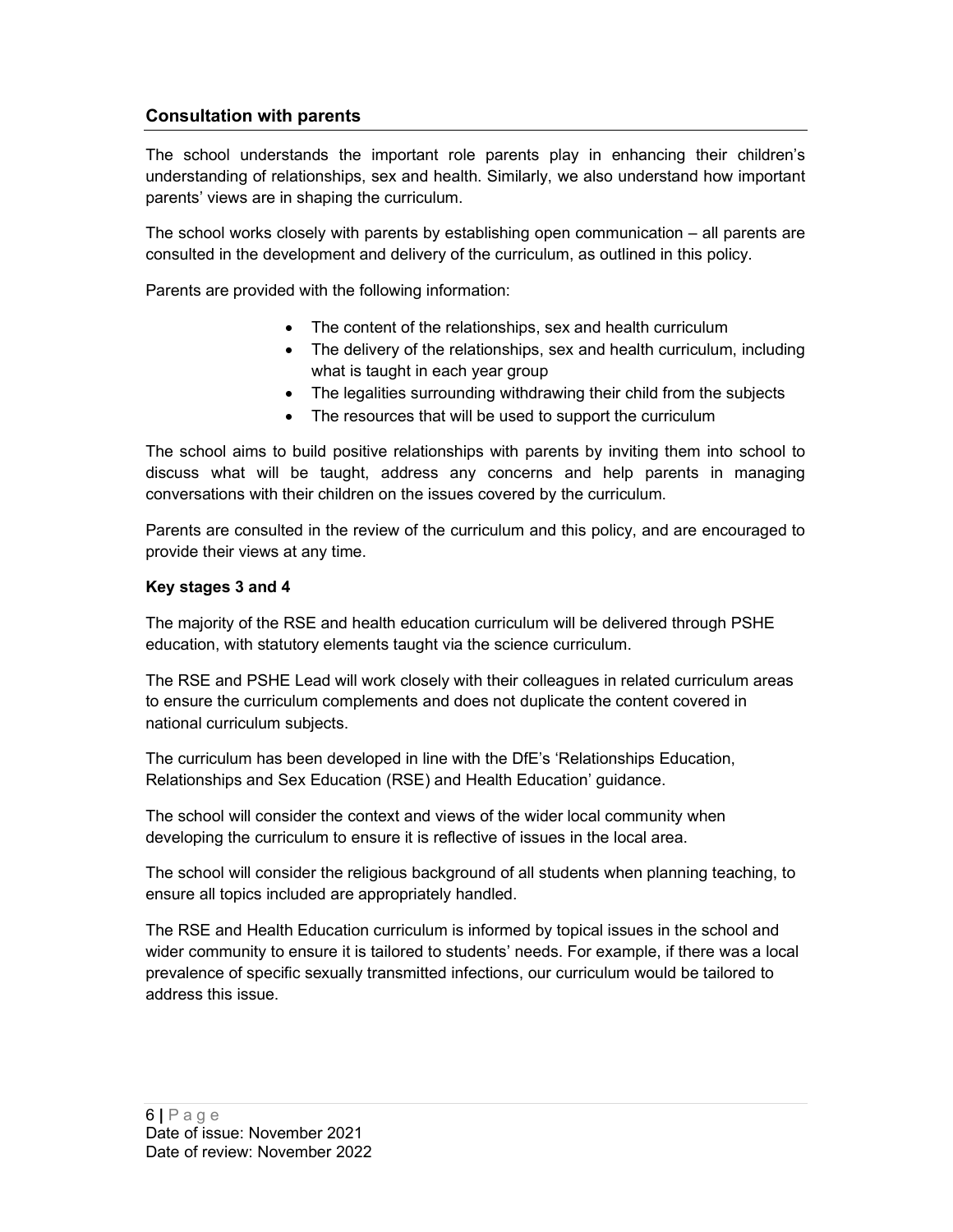## Consultation with parents

The school understands the important role parents play in enhancing their children's understanding of relationships, sex and health. Similarly, we also understand how important parents' views are in shaping the curriculum.

The school works closely with parents by establishing open communication – all parents are consulted in the development and delivery of the curriculum, as outlined in this policy.

Parents are provided with the following information:

- The content of the relationships, sex and health curriculum
- The delivery of the relationships, sex and health curriculum, including what is taught in each year group
- The legalities surrounding withdrawing their child from the subjects
- The resources that will be used to support the curriculum

The school aims to build positive relationships with parents by inviting them into school to discuss what will be taught, address any concerns and help parents in managing conversations with their children on the issues covered by the curriculum.

Parents are consulted in the review of the curriculum and this policy, and are encouraged to provide their views at any time.

**Key stages 3 and 4**

The majority of the RSE and health education curriculum will be delivered through PSHE education, with statutory elements taught via the science curriculum.

The RSE and PSHE Lead will work closely with their colleagues in related curriculum areas to ensure the curriculum complements and does not duplicate the content covered in national curriculum subjects.

The curriculum has been developed in line with the DfE's 'Relationships Education, Relationships and Sex Education (RSE) and Health Education' guidance.

The school will consider the context and views of the wider local community when developing the curriculum to ensure it is reflective of issues in the local area.

The school will consider the religious background of all students when planning teaching, to ensure all topics included are appropriately handled.

The RSE and Health Education curriculum is informed by topical issues in the school and wider community to ensure it is tailored to students' needs. For example, if there was a local prevalence of specific sexually transmitted infections, our curriculum would be tailored to address this issue.

Date of issue: November 2021
Date of review: November 2022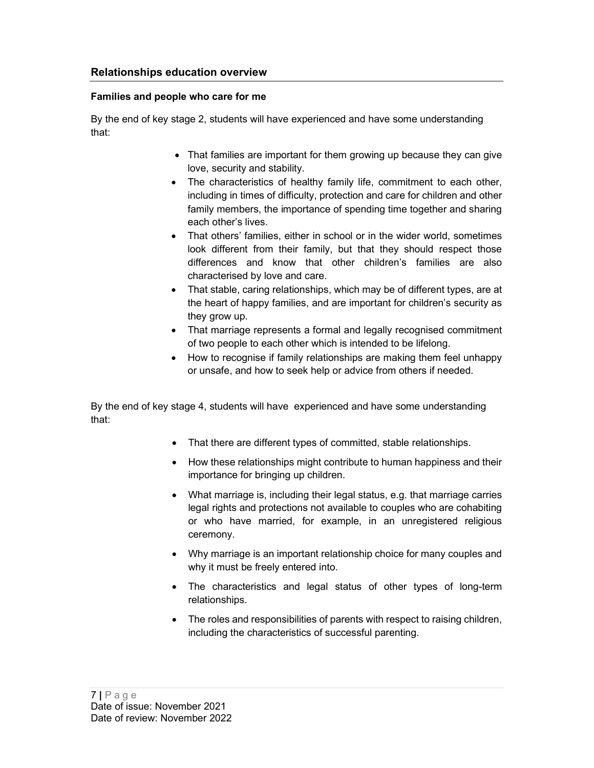## Relationships education overview

**Families and people who care for me**

By the end of key stage 2, students will have experienced and have some understanding that:

- That families are important for them growing up because they can give love, security and stability.
- The characteristics of healthy family life, commitment to each other, including in times of difficulty, protection and care for children and other family members, the importance of spending time together and sharing each other's lives.
- That others' families, either in school or in the wider world, sometimes look different from their family, but that they should respect those differences and know that other children's families are also characterised by love and care.
- That stable, caring relationships, which may be of different types, are at the heart of happy families, and are important for children's security as they grow up.
- That marriage represents a formal and legally recognised commitment of two people to each other which is intended to be lifelong.
- How to recognise if family relationships are making them feel unhappy or unsafe, and how to seek help or advice from others if needed.

By the end of key stage 4, students will have experienced and have some understanding that:

- That there are different types of committed, stable relationships.
- How these relationships might contribute to human happiness and their importance for bringing up children.
- What marriage is, including their legal status, e.g. that marriage carries legal rights and protections not available to couples who are cohabiting or who have married, for example, in an unregistered religious ceremony.
- Why marriage is an important relationship choice for many couples and why it must be freely entered into.
- The characteristics and legal status of other types of long-term relationships.
- The roles and responsibilities of parents with respect to raising children, including the characteristics of successful parenting.

Date of issue: November 2021
Date of review: November 2022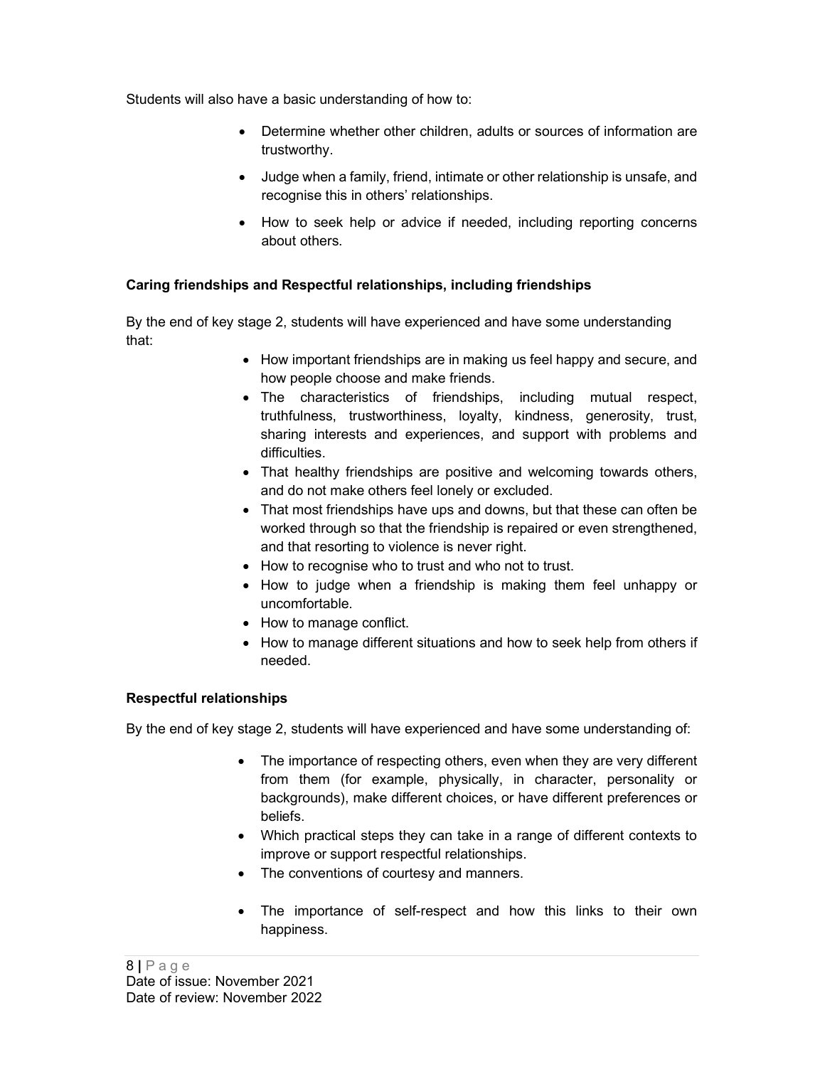Students will also have a basic understanding of how to:

- Determine whether other children, adults or sources of information are trustworthy.
- Judge when a family, friend, intimate or other relationship is unsafe, and recognise this in others' relationships.
- How to seek help or advice if needed, including reporting concerns about others.

**Caring friendships and Respectful relationships, including friendships**

By the end of key stage 2, students will have experienced and have some understanding that:

- How important friendships are in making us feel happy and secure, and how people choose and make friends.
- The characteristics of friendships, including mutual respect, truthfulness, trustworthiness, loyalty, kindness, generosity, trust, sharing interests and experiences, and support with problems and difficulties.
- That healthy friendships are positive and welcoming towards others, and do not make others feel lonely or excluded.
- That most friendships have ups and downs, but that these can often be worked through so that the friendship is repaired or even strengthened, and that resorting to violence is never right.
- How to recognise who to trust and who not to trust.
- How to judge when a friendship is making them feel unhappy or uncomfortable.
- How to manage conflict.
- How to manage different situations and how to seek help from others if needed.

**Respectful relationships**

By the end of key stage 2, students will have experienced and have some understanding of:

- The importance of respecting others, even when they are very different from them (for example, physically, in character, personality or backgrounds), make different choices, or have different preferences or beliefs.
- Which practical steps they can take in a range of different contexts to improve or support respectful relationships.
- The conventions of courtesy and manners.
- The importance of self-respect and how this links to their own happiness.

Date of issue: November 2021
Date of review: November 2022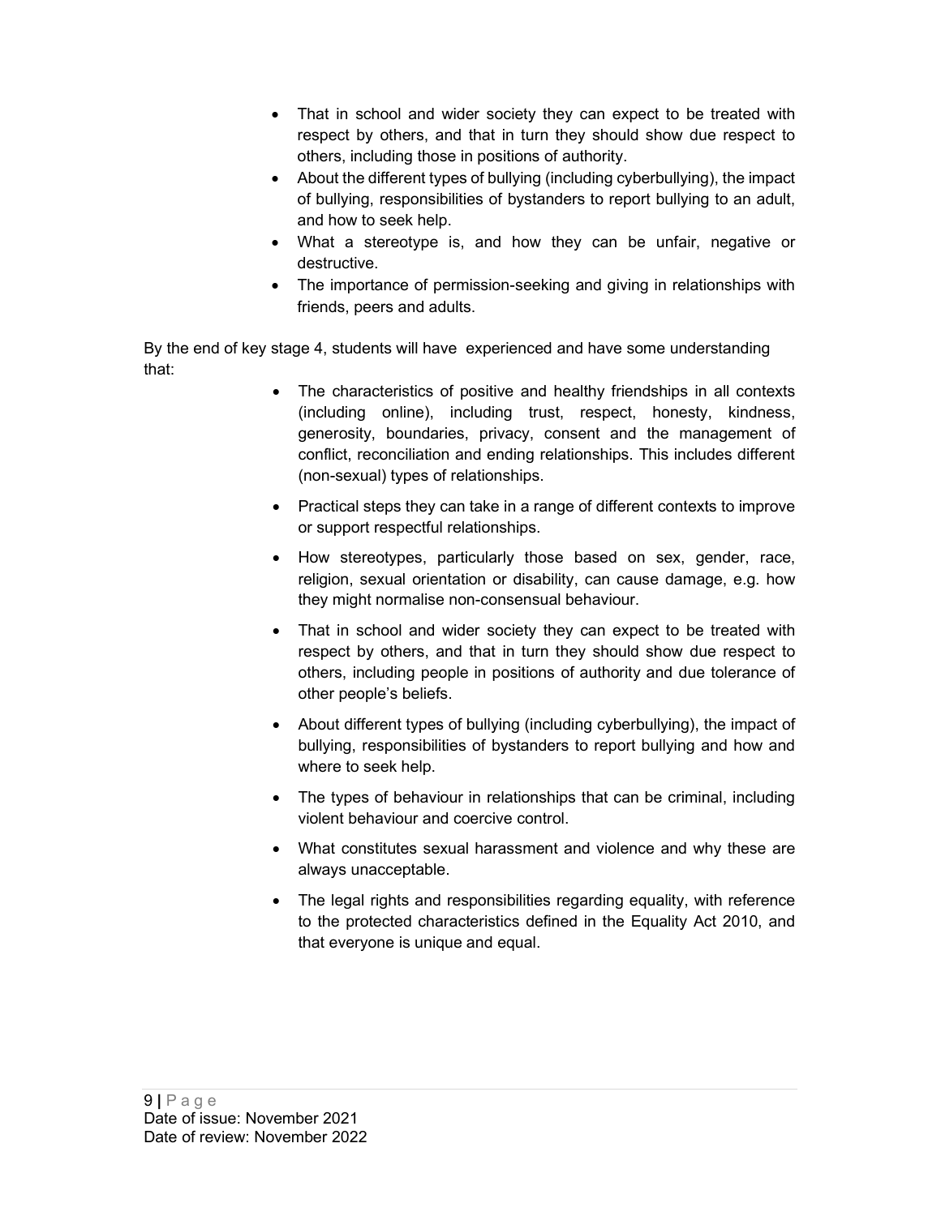- That in school and wider society they can expect to be treated with respect by others, and that in turn they should show due respect to others, including those in positions of authority.
- About the different types of bullying (including cyberbullying), the impact of bullying, responsibilities of bystanders to report bullying to an adult, and how to seek help.
- What a stereotype is, and how they can be unfair, negative or destructive.
- The importance of permission-seeking and giving in relationships with friends, peers and adults.

By the end of key stage 4, students will have experienced and have some understanding that:

- The characteristics of positive and healthy friendships in all contexts (including online), including trust, respect, honesty, kindness, generosity, boundaries, privacy, consent and the management of conflict, reconciliation and ending relationships. This includes different (non-sexual) types of relationships.
- Practical steps they can take in a range of different contexts to improve or support respectful relationships.
- How stereotypes, particularly those based on sex, gender, race, religion, sexual orientation or disability, can cause damage, e.g. how they might normalise non-consensual behaviour.
- That in school and wider society they can expect to be treated with respect by others, and that in turn they should show due respect to others, including people in positions of authority and due tolerance of other people's beliefs.
- About different types of bullying (including cyberbullying), the impact of bullying, responsibilities of bystanders to report bullying and how and where to seek help.
- The types of behaviour in relationships that can be criminal, including violent behaviour and coercive control.
- What constitutes sexual harassment and violence and why these are always unacceptable.
- The legal rights and responsibilities regarding equality, with reference to the protected characteristics defined in the Equality Act 2010, and that everyone is unique and equal.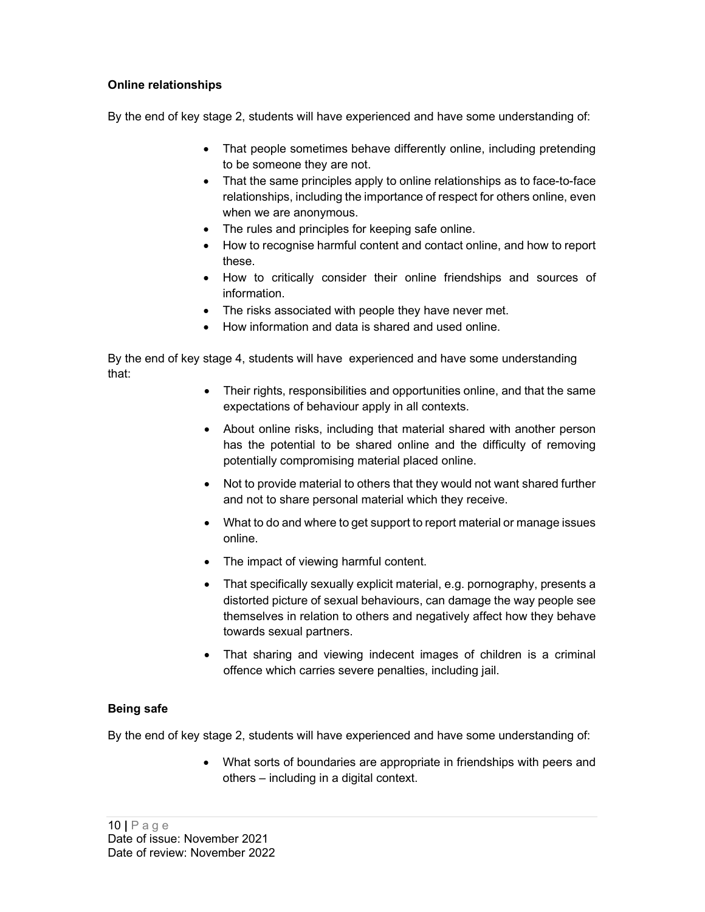**Online relationships**

By the end of key stage 2, students will have experienced and have some understanding of:

- That people sometimes behave differently online, including pretending to be someone they are not.
- That the same principles apply to online relationships as to face-to-face relationships, including the importance of respect for others online, even when we are anonymous.
- The rules and principles for keeping safe online.
- How to recognise harmful content and contact online, and how to report these.
- How to critically consider their online friendships and sources of information.
- The risks associated with people they have never met.
- How information and data is shared and used online.

By the end of key stage 4, students will have experienced and have some understanding that:

- Their rights, responsibilities and opportunities online, and that the same expectations of behaviour apply in all contexts.
- About online risks, including that material shared with another person has the potential to be shared online and the difficulty of removing potentially compromising material placed online.
- Not to provide material to others that they would not want shared further and not to share personal material which they receive.
- What to do and where to get support to report material or manage issues online.
- The impact of viewing harmful content.
- That specifically sexually explicit material, e.g. pornography, presents a distorted picture of sexual behaviours, can damage the way people see themselves in relation to others and negatively affect how they behave towards sexual partners.
- That sharing and viewing indecent images of children is a criminal offence which carries severe penalties, including jail.

**Being safe**

By the end of key stage 2, students will have experienced and have some understanding of:

- What sorts of boundaries are appropriate in friendships with peers and others – including in a digital context.

Date of issue: November 2021
Date of review: November 2022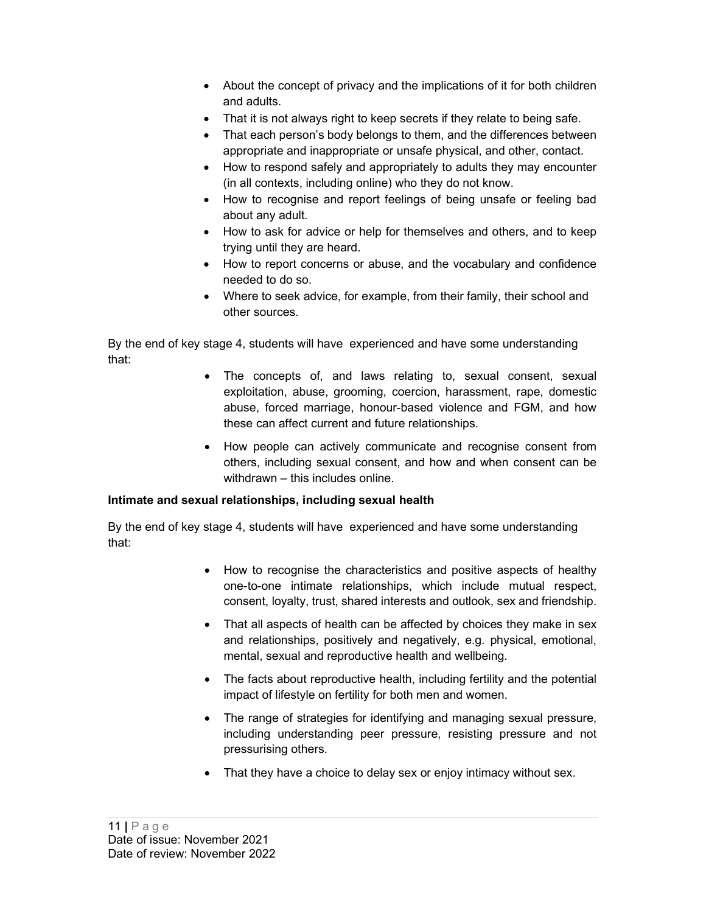- About the concept of privacy and the implications of it for both children and adults.
- That it is not always right to keep secrets if they relate to being safe.
- That each person's body belongs to them, and the differences between appropriate and inappropriate or unsafe physical, and other, contact.
- How to respond safely and appropriately to adults they may encounter (in all contexts, including online) who they do not know.
- How to recognise and report feelings of being unsafe or feeling bad about any adult.
- How to ask for advice or help for themselves and others, and to keep trying until they are heard.
- How to report concerns or abuse, and the vocabulary and confidence needed to do so.
- Where to seek advice, for example, from their family, their school and other sources.

By the end of key stage 4, students will have experienced and have some understanding that:

- The concepts of, and laws relating to, sexual consent, sexual exploitation, abuse, grooming, coercion, harassment, rape, domestic abuse, forced marriage, honour-based violence and FGM, and how these can affect current and future relationships.
- How people can actively communicate and recognise consent from others, including sexual consent, and how and when consent can be withdrawn – this includes online.

**Intimate and sexual relationships, including sexual health**

By the end of key stage 4, students will have experienced and have some understanding that:

- How to recognise the characteristics and positive aspects of healthy one-to-one intimate relationships, which include mutual respect, consent, loyalty, trust, shared interests and outlook, sex and friendship.
- That all aspects of health can be affected by choices they make in sex and relationships, positively and negatively, e.g. physical, emotional, mental, sexual and reproductive health and wellbeing.
- The facts about reproductive health, including fertility and the potential impact of lifestyle on fertility for both men and women.
- The range of strategies for identifying and managing sexual pressure, including understanding peer pressure, resisting pressure and not pressurising others.
- That they have a choice to delay sex or enjoy intimacy without sex.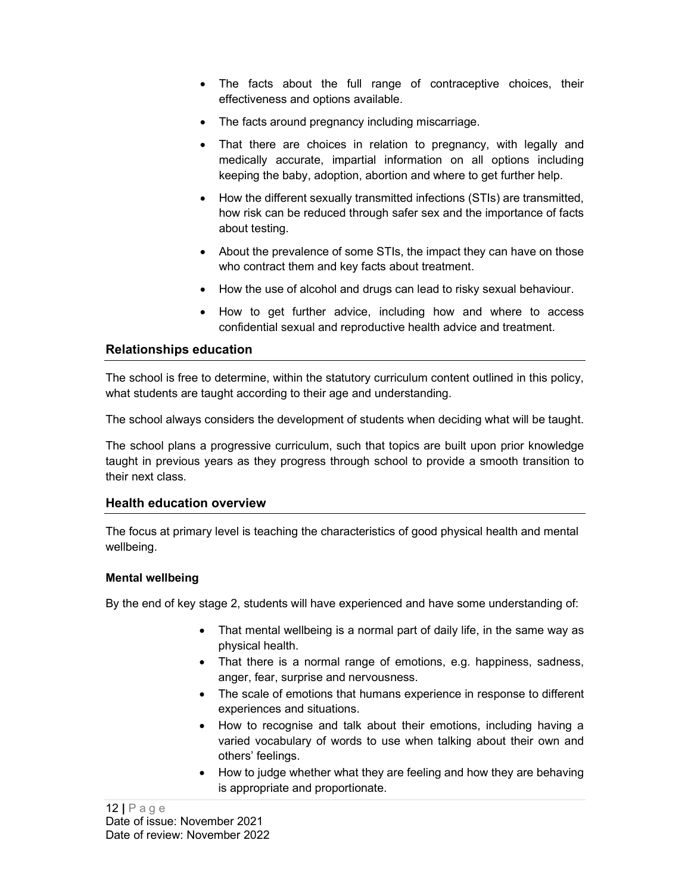- The facts about the full range of contraceptive choices, their effectiveness and options available.
- The facts around pregnancy including miscarriage.
- That there are choices in relation to pregnancy, with legally and medically accurate, impartial information on all options including keeping the baby, adoption, abortion and where to get further help.
- How the different sexually transmitted infections (STIs) are transmitted, how risk can be reduced through safer sex and the importance of facts about testing.
- About the prevalence of some STIs, the impact they can have on those who contract them and key facts about treatment.
- How the use of alcohol and drugs can lead to risky sexual behaviour.
- How to get further advice, including how and where to access confidential sexual and reproductive health advice and treatment.

## Relationships education

The school is free to determine, within the statutory curriculum content outlined in this policy, what students are taught according to their age and understanding.

The school always considers the development of students when deciding what will be taught.

The school plans a progressive curriculum, such that topics are built upon prior knowledge taught in previous years as they progress through school to provide a smooth transition to their next class.

## Health education overview

The focus at primary level is teaching the characteristics of good physical health and mental wellbeing.

### Mental wellbeing

By the end of key stage 2, students will have experienced and have some understanding of:

- That mental wellbeing is a normal part of daily life, in the same way as physical health.
- That there is a normal range of emotions, e.g. happiness, sadness, anger, fear, surprise and nervousness.
- The scale of emotions that humans experience in response to different experiences and situations.
- How to recognise and talk about their emotions, including having a varied vocabulary of words to use when talking about their own and others' feelings.
- How to judge whether what they are feeling and how they are behaving is appropriate and proportionate.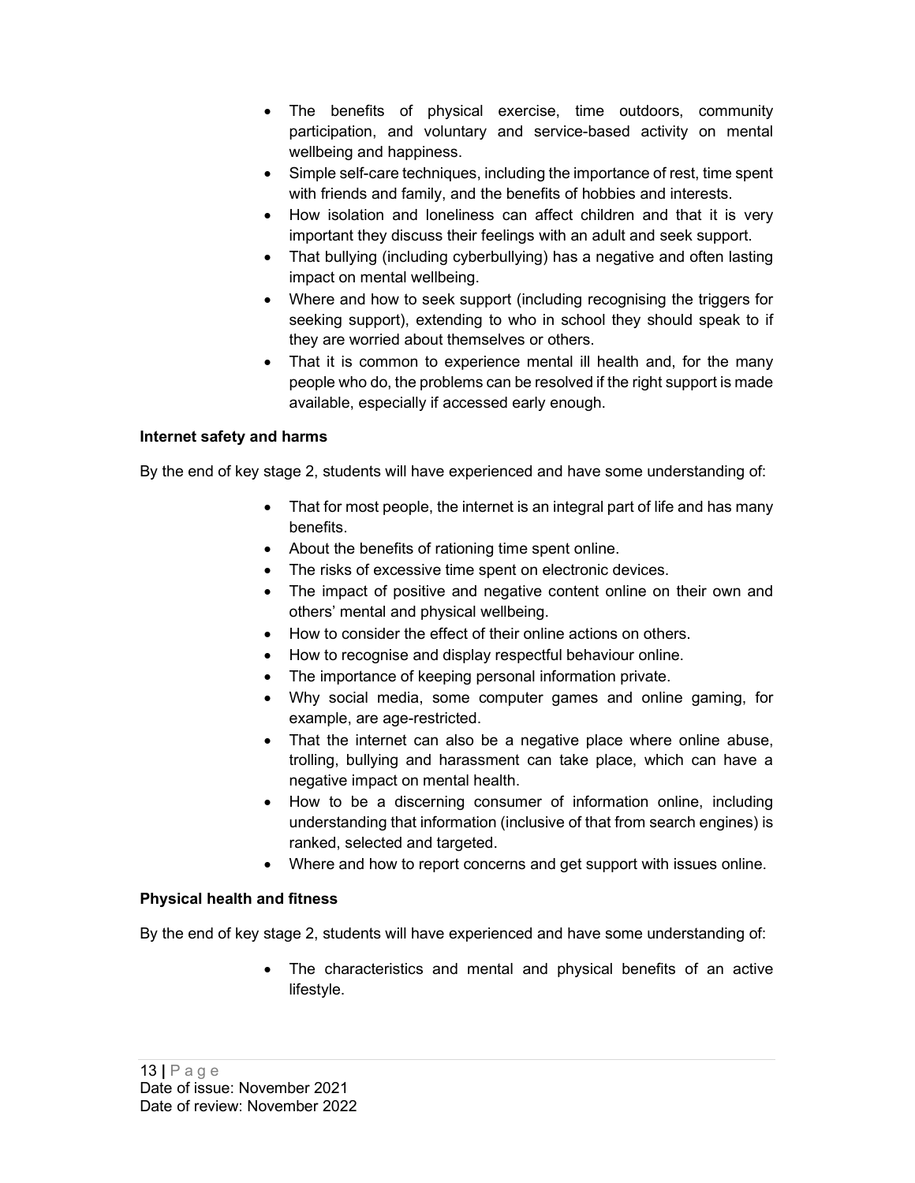- The benefits of physical exercise, time outdoors, community participation, and voluntary and service-based activity on mental wellbeing and happiness.
- Simple self-care techniques, including the importance of rest, time spent with friends and family, and the benefits of hobbies and interests.
- How isolation and loneliness can affect children and that it is very important they discuss their feelings with an adult and seek support.
- That bullying (including cyberbullying) has a negative and often lasting impact on mental wellbeing.
- Where and how to seek support (including recognising the triggers for seeking support), extending to who in school they should speak to if they are worried about themselves or others.
- That it is common to experience mental ill health and, for the many people who do, the problems can be resolved if the right support is made available, especially if accessed early enough.

**Internet safety and harms**

By the end of key stage 2, students will have experienced and have some understanding of:

- That for most people, the internet is an integral part of life and has many benefits.
- About the benefits of rationing time spent online.
- The risks of excessive time spent on electronic devices.
- The impact of positive and negative content online on their own and others' mental and physical wellbeing.
- How to consider the effect of their online actions on others.
- How to recognise and display respectful behaviour online.
- The importance of keeping personal information private.
- Why social media, some computer games and online gaming, for example, are age-restricted.
- That the internet can also be a negative place where online abuse, trolling, bullying and harassment can take place, which can have a negative impact on mental health.
- How to be a discerning consumer of information online, including understanding that information (inclusive of that from search engines) is ranked, selected and targeted.
- Where and how to report concerns and get support with issues online.

**Physical health and fitness**

By the end of key stage 2, students will have experienced and have some understanding of:

- The characteristics and mental and physical benefits of an active lifestyle.

Date of issue: November 2021
Date of review: November 2022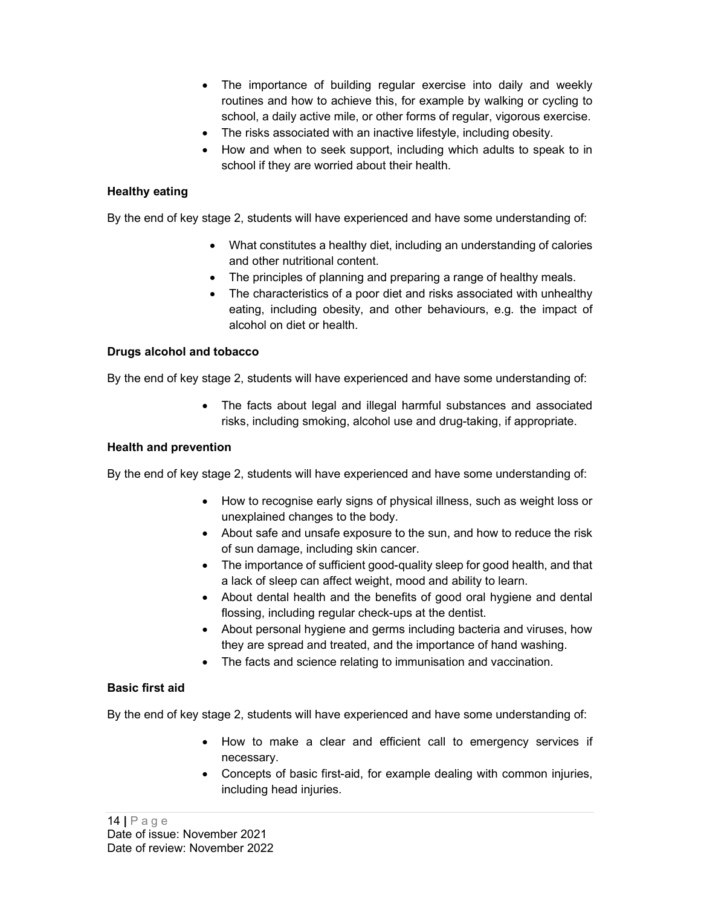- The importance of building regular exercise into daily and weekly routines and how to achieve this, for example by walking or cycling to school, a daily active mile, or other forms of regular, vigorous exercise.
- The risks associated with an inactive lifestyle, including obesity.
- How and when to seek support, including which adults to speak to in school if they are worried about their health.

**Healthy eating**

By the end of key stage 2, students will have experienced and have some understanding of:

- What constitutes a healthy diet, including an understanding of calories and other nutritional content.
- The principles of planning and preparing a range of healthy meals.
- The characteristics of a poor diet and risks associated with unhealthy eating, including obesity, and other behaviours, e.g. the impact of alcohol on diet or health.

**Drugs alcohol and tobacco**

By the end of key stage 2, students will have experienced and have some understanding of:

- The facts about legal and illegal harmful substances and associated risks, including smoking, alcohol use and drug-taking, if appropriate.

**Health and prevention**

By the end of key stage 2, students will have experienced and have some understanding of:

- How to recognise early signs of physical illness, such as weight loss or unexplained changes to the body.
- About safe and unsafe exposure to the sun, and how to reduce the risk of sun damage, including skin cancer.
- The importance of sufficient good-quality sleep for good health, and that a lack of sleep can affect weight, mood and ability to learn.
- About dental health and the benefits of good oral hygiene and dental flossing, including regular check-ups at the dentist.
- About personal hygiene and germs including bacteria and viruses, how they are spread and treated, and the importance of hand washing.
- The facts and science relating to immunisation and vaccination.

**Basic first aid**

By the end of key stage 2, students will have experienced and have some understanding of:

- How to make a clear and efficient call to emergency services if necessary.
- Concepts of basic first-aid, for example dealing with common injuries, including head injuries.

Date of issue: November 2021
Date of review: November 2022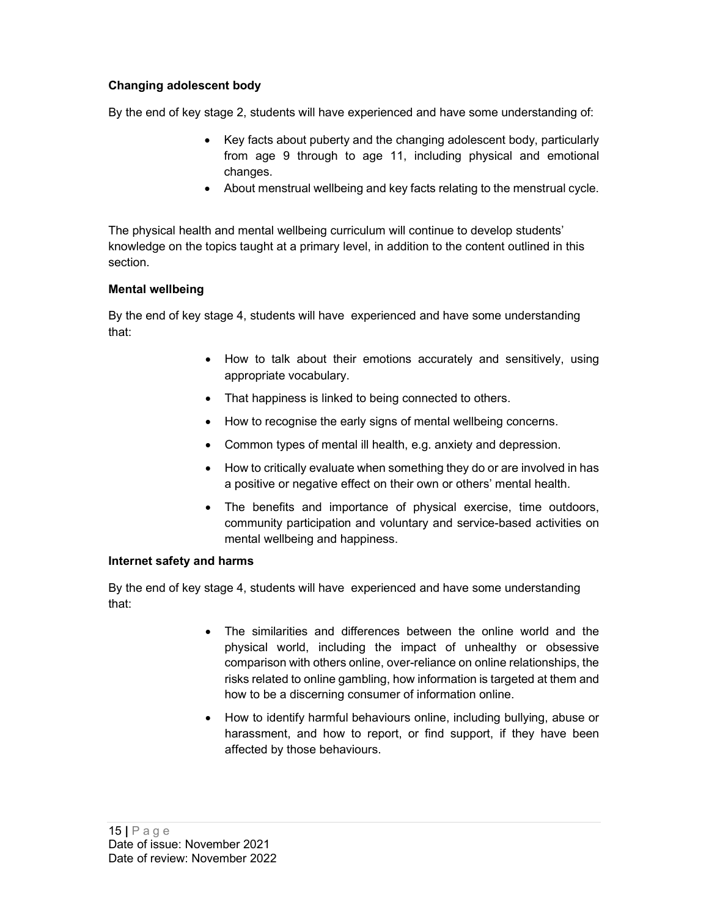**Changing adolescent body**

By the end of key stage 2, students will have experienced and have some understanding of:

- Key facts about puberty and the changing adolescent body, particularly from age 9 through to age 11, including physical and emotional changes.
- About menstrual wellbeing and key facts relating to the menstrual cycle.

The physical health and mental wellbeing curriculum will continue to develop students' knowledge on the topics taught at a primary level, in addition to the content outlined in this section.

**Mental wellbeing**

By the end of key stage 4, students will have experienced and have some understanding that:

- How to talk about their emotions accurately and sensitively, using appropriate vocabulary.
- That happiness is linked to being connected to others.
- How to recognise the early signs of mental wellbeing concerns.
- Common types of mental ill health, e.g. anxiety and depression.
- How to critically evaluate when something they do or are involved in has a positive or negative effect on their own or others' mental health.
- The benefits and importance of physical exercise, time outdoors, community participation and voluntary and service-based activities on mental wellbeing and happiness.

**Internet safety and harms**

By the end of key stage 4, students will have experienced and have some understanding that:

- The similarities and differences between the online world and the physical world, including the impact of unhealthy or obsessive comparison with others online, over-reliance on online relationships, the risks related to online gambling, how information is targeted at them and how to be a discerning consumer of information online.
- How to identify harmful behaviours online, including bullying, abuse or harassment, and how to report, or find support, if they have been affected by those behaviours.

Date of issue: November 2021
Date of review: November 2022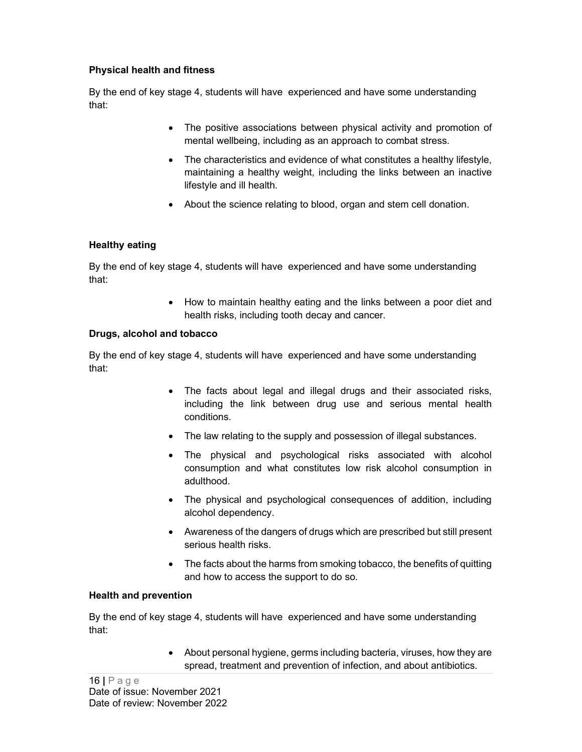**Physical health and fitness**

By the end of key stage 4, students will have experienced and have some understanding that:

- The positive associations between physical activity and promotion of mental wellbeing, including as an approach to combat stress.
- The characteristics and evidence of what constitutes a healthy lifestyle, maintaining a healthy weight, including the links between an inactive lifestyle and ill health.
- About the science relating to blood, organ and stem cell donation.

**Healthy eating**

By the end of key stage 4, students will have experienced and have some understanding that:

- How to maintain healthy eating and the links between a poor diet and health risks, including tooth decay and cancer.

**Drugs, alcohol and tobacco**

By the end of key stage 4, students will have experienced and have some understanding that:

- The facts about legal and illegal drugs and their associated risks, including the link between drug use and serious mental health conditions.
- The law relating to the supply and possession of illegal substances.
- The physical and psychological risks associated with alcohol consumption and what constitutes low risk alcohol consumption in adulthood.
- The physical and psychological consequences of addition, including alcohol dependency.
- Awareness of the dangers of drugs which are prescribed but still present serious health risks.
- The facts about the harms from smoking tobacco, the benefits of quitting and how to access the support to do so.

**Health and prevention**

By the end of key stage 4, students will have experienced and have some understanding that:

- About personal hygiene, germs including bacteria, viruses, how they are spread, treatment and prevention of infection, and about antibiotics.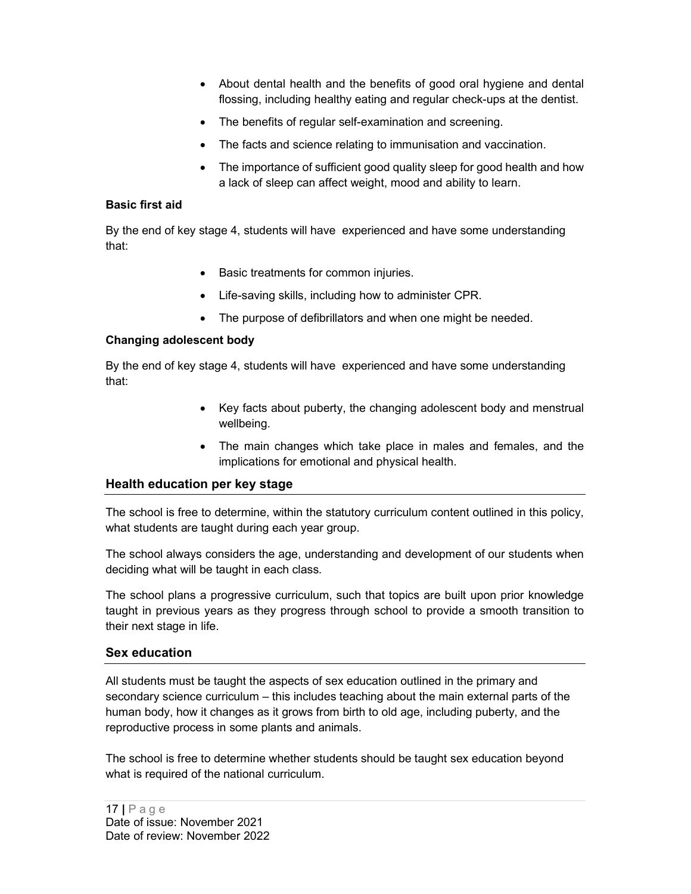- About dental health and the benefits of good oral hygiene and dental flossing, including healthy eating and regular check-ups at the dentist.
- The benefits of regular self-examination and screening.
- The facts and science relating to immunisation and vaccination.
- The importance of sufficient good quality sleep for good health and how a lack of sleep can affect weight, mood and ability to learn.

**Basic first aid**

By the end of key stage 4, students will have experienced and have some understanding that:

- Basic treatments for common injuries.
- Life-saving skills, including how to administer CPR.
- The purpose of defibrillators and when one might be needed.

**Changing adolescent body**

By the end of key stage 4, students will have experienced and have some understanding that:

- Key facts about puberty, the changing adolescent body and menstrual wellbeing.
- The main changes which take place in males and females, and the implications for emotional and physical health.

## Health education per key stage

The school is free to determine, within the statutory curriculum content outlined in this policy, what students are taught during each year group.

The school always considers the age, understanding and development of our students when deciding what will be taught in each class.

The school plans a progressive curriculum, such that topics are built upon prior knowledge taught in previous years as they progress through school to provide a smooth transition to their next stage in life.

## Sex education

All students must be taught the aspects of sex education outlined in the primary and secondary science curriculum – this includes teaching about the main external parts of the human body, how it changes as it grows from birth to old age, including puberty, and the reproductive process in some plants and animals.

The school is free to determine whether students should be taught sex education beyond what is required of the national curriculum.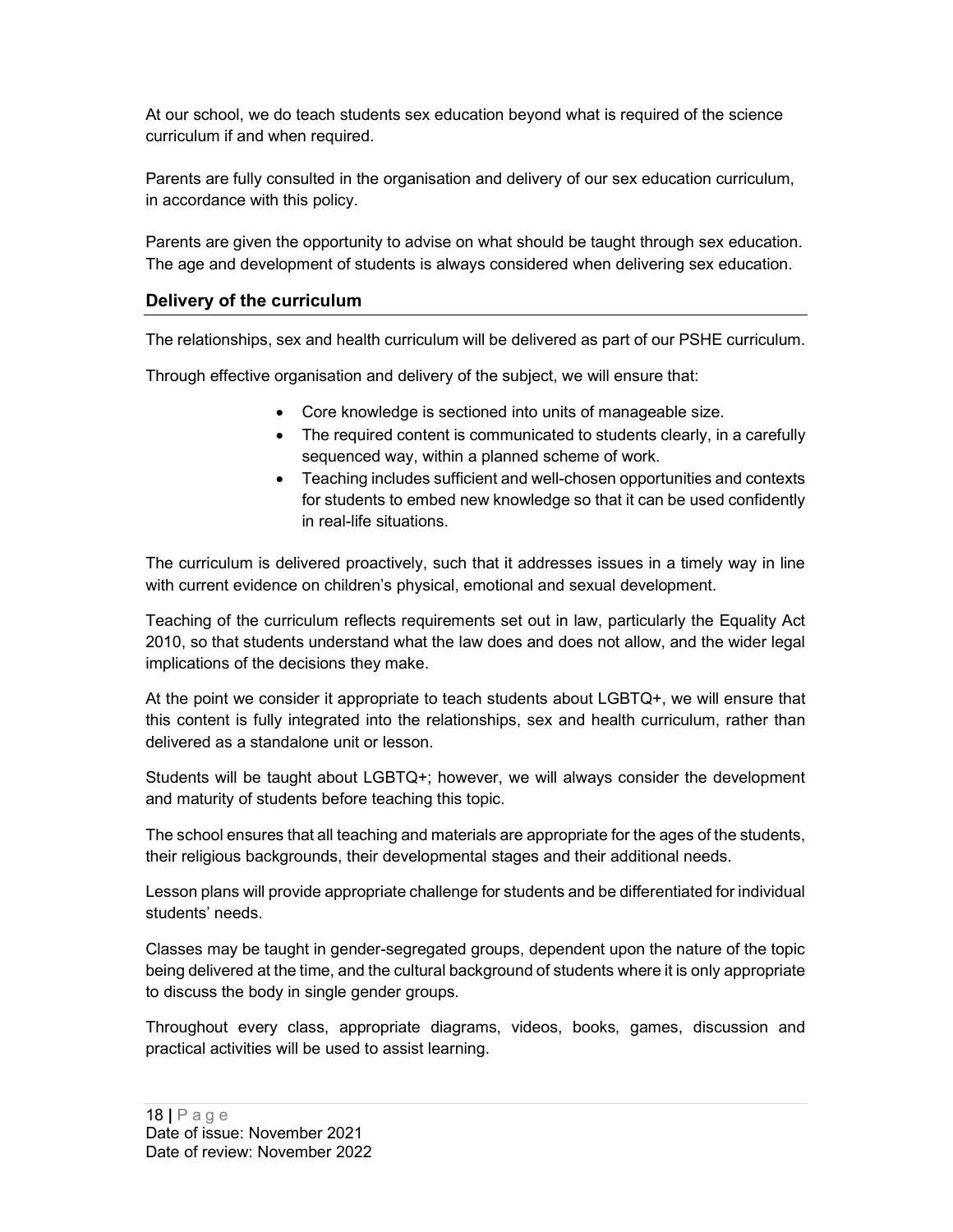At our school, we do teach students sex education beyond what is required of the science curriculum if and when required.

Parents are fully consulted in the organisation and delivery of our sex education curriculum, in accordance with this policy.

Parents are given the opportunity to advise on what should be taught through sex education. The age and development of students is always considered when delivering sex education.

## Delivery of the curriculum

The relationships, sex and health curriculum will be delivered as part of our PSHE curriculum.

Through effective organisation and delivery of the subject, we will ensure that:

- Core knowledge is sectioned into units of manageable size.
- The required content is communicated to students clearly, in a carefully sequenced way, within a planned scheme of work.
- Teaching includes sufficient and well-chosen opportunities and contexts for students to embed new knowledge so that it can be used confidently in real-life situations.

The curriculum is delivered proactively, such that it addresses issues in a timely way in line with current evidence on children's physical, emotional and sexual development.

Teaching of the curriculum reflects requirements set out in law, particularly the Equality Act 2010, so that students understand what the law does and does not allow, and the wider legal implications of the decisions they make.

At the point we consider it appropriate to teach students about LGBTQ+, we will ensure that this content is fully integrated into the relationships, sex and health curriculum, rather than delivered as a standalone unit or lesson.

Students will be taught about LGBTQ+; however, we will always consider the development and maturity of students before teaching this topic.

The school ensures that all teaching and materials are appropriate for the ages of the students, their religious backgrounds, their developmental stages and their additional needs.

Lesson plans will provide appropriate challenge for students and be differentiated for individual students' needs.

Classes may be taught in gender-segregated groups, dependent upon the nature of the topic being delivered at the time, and the cultural background of students where it is only appropriate to discuss the body in single gender groups.

Throughout every class, appropriate diagrams, videos, books, games, discussion and practical activities will be used to assist learning.

Date of issue: November 2021
Date of review: November 2022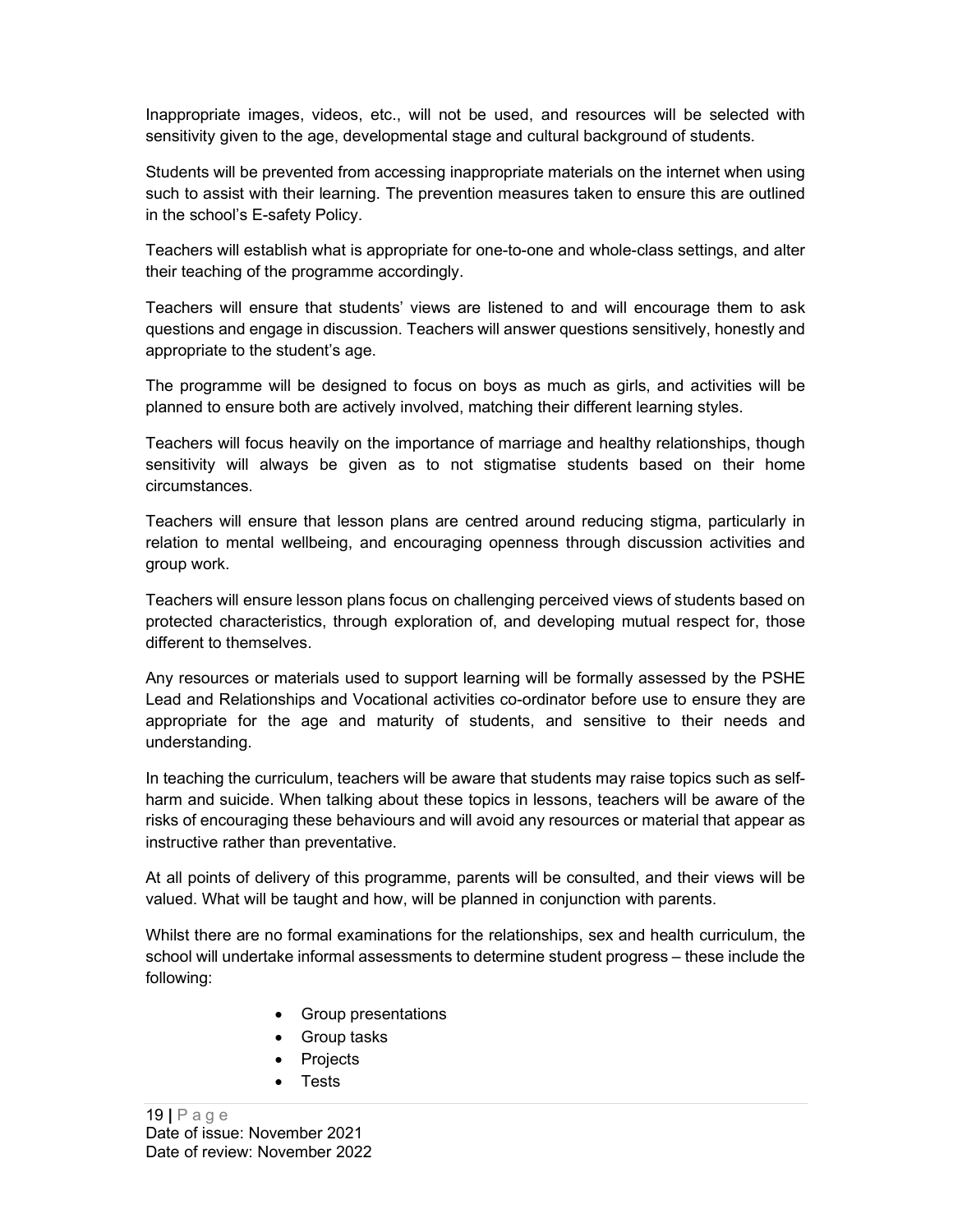Inappropriate images, videos, etc., will not be used, and resources will be selected with sensitivity given to the age, developmental stage and cultural background of students.

Students will be prevented from accessing inappropriate materials on the internet when using such to assist with their learning. The prevention measures taken to ensure this are outlined in the school's E-safety Policy.

Teachers will establish what is appropriate for one-to-one and whole-class settings, and alter their teaching of the programme accordingly.

Teachers will ensure that students' views are listened to and will encourage them to ask questions and engage in discussion. Teachers will answer questions sensitively, honestly and appropriate to the student's age.

The programme will be designed to focus on boys as much as girls, and activities will be planned to ensure both are actively involved, matching their different learning styles.

Teachers will focus heavily on the importance of marriage and healthy relationships, though sensitivity will always be given as to not stigmatise students based on their home circumstances.

Teachers will ensure that lesson plans are centred around reducing stigma, particularly in relation to mental wellbeing, and encouraging openness through discussion activities and group work.

Teachers will ensure lesson plans focus on challenging perceived views of students based on protected characteristics, through exploration of, and developing mutual respect for, those different to themselves.

Any resources or materials used to support learning will be formally assessed by the PSHE Lead and Relationships and Vocational activities co-ordinator before use to ensure they are appropriate for the age and maturity of students, and sensitive to their needs and understanding.

In teaching the curriculum, teachers will be aware that students may raise topics such as self-harm and suicide. When talking about these topics in lessons, teachers will be aware of the risks of encouraging these behaviours and will avoid any resources or material that appear as instructive rather than preventative.

At all points of delivery of this programme, parents will be consulted, and their views will be valued. What will be taught and how, will be planned in conjunction with parents.

Whilst there are no formal examinations for the relationships, sex and health curriculum, the school will undertake informal assessments to determine student progress – these include the following:

- Group presentations
- Group tasks
- Projects
- Tests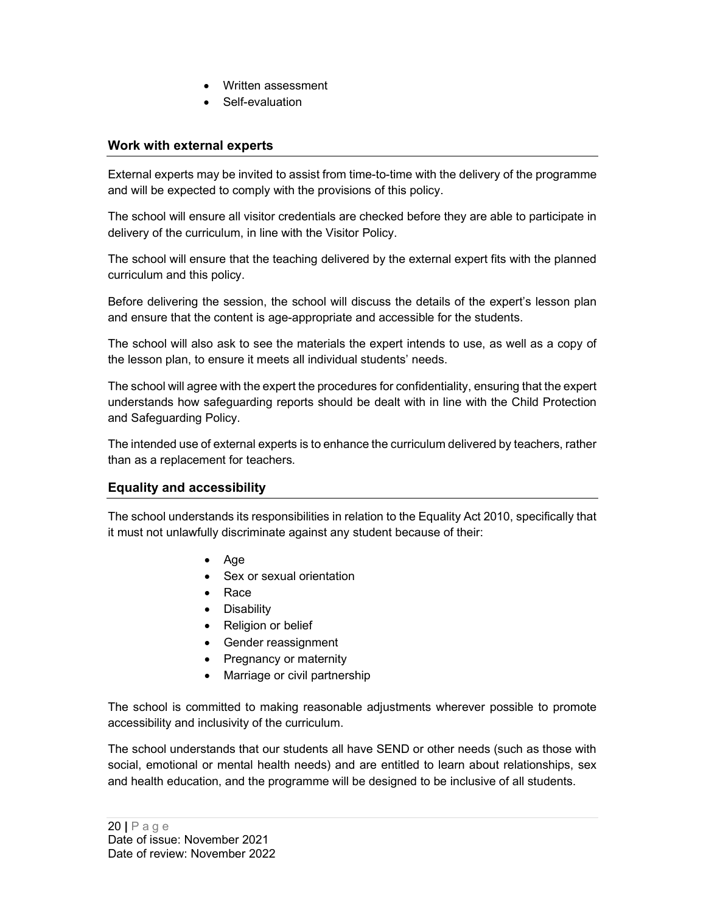- Written assessment
- Self-evaluation

## Work with external experts

External experts may be invited to assist from time-to-time with the delivery of the programme and will be expected to comply with the provisions of this policy.

The school will ensure all visitor credentials are checked before they are able to participate in delivery of the curriculum, in line with the Visitor Policy.

The school will ensure that the teaching delivered by the external expert fits with the planned curriculum and this policy.

Before delivering the session, the school will discuss the details of the expert's lesson plan and ensure that the content is age-appropriate and accessible for the students.

The school will also ask to see the materials the expert intends to use, as well as a copy of the lesson plan, to ensure it meets all individual students' needs.

The school will agree with the expert the procedures for confidentiality, ensuring that the expert understands how safeguarding reports should be dealt with in line with the Child Protection and Safeguarding Policy.

The intended use of external experts is to enhance the curriculum delivered by teachers, rather than as a replacement for teachers.

## Equality and accessibility

The school understands its responsibilities in relation to the Equality Act 2010, specifically that it must not unlawfully discriminate against any student because of their:

- Age
- Sex or sexual orientation
- Race
- Disability
- Religion or belief
- Gender reassignment
- Pregnancy or maternity
- Marriage or civil partnership

The school is committed to making reasonable adjustments wherever possible to promote accessibility and inclusivity of the curriculum.

The school understands that our students all have SEND or other needs (such as those with social, emotional or mental health needs) and are entitled to learn about relationships, sex and health education, and the programme will be designed to be inclusive of all students.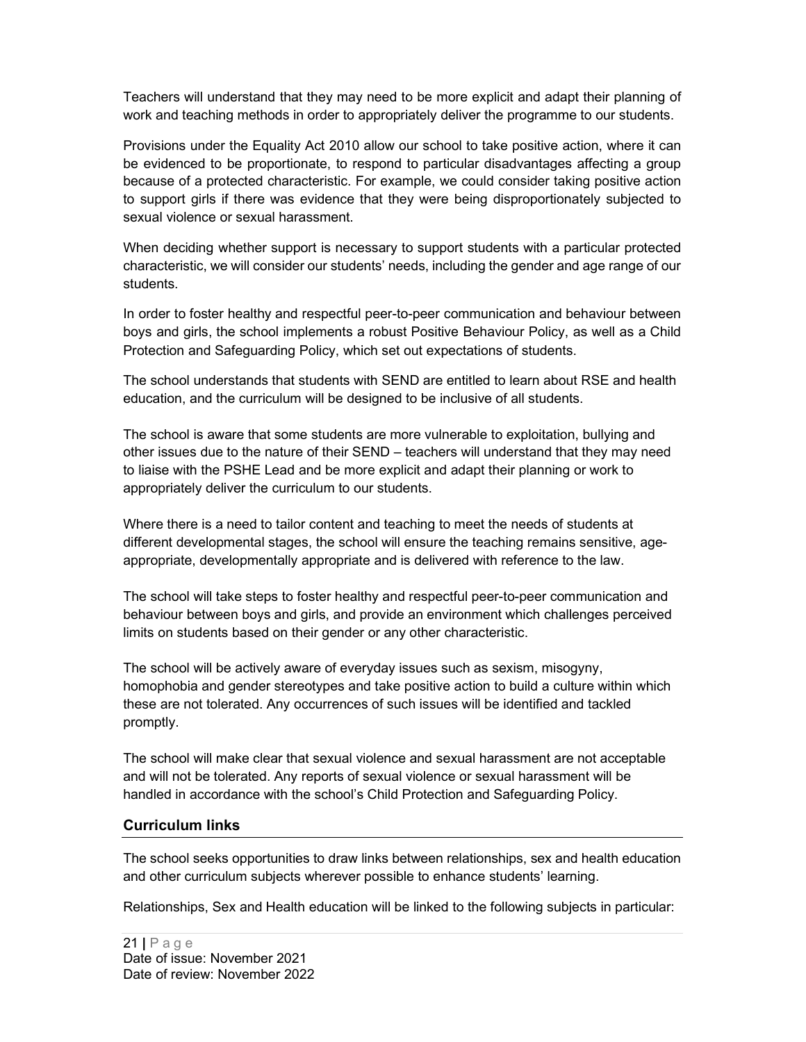Teachers will understand that they may need to be more explicit and adapt their planning of work and teaching methods in order to appropriately deliver the programme to our students.

Provisions under the Equality Act 2010 allow our school to take positive action, where it can be evidenced to be proportionate, to respond to particular disadvantages affecting a group because of a protected characteristic. For example, we could consider taking positive action to support girls if there was evidence that they were being disproportionately subjected to sexual violence or sexual harassment.

When deciding whether support is necessary to support students with a particular protected characteristic, we will consider our students' needs, including the gender and age range of our students.

In order to foster healthy and respectful peer-to-peer communication and behaviour between boys and girls, the school implements a robust Positive Behaviour Policy, as well as a Child Protection and Safeguarding Policy, which set out expectations of students.

The school understands that students with SEND are entitled to learn about RSE and health education, and the curriculum will be designed to be inclusive of all students.

The school is aware that some students are more vulnerable to exploitation, bullying and other issues due to the nature of their SEND – teachers will understand that they may need to liaise with the PSHE Lead and be more explicit and adapt their planning or work to appropriately deliver the curriculum to our students.

Where there is a need to tailor content and teaching to meet the needs of students at different developmental stages, the school will ensure the teaching remains sensitive, age-appropriate, developmentally appropriate and is delivered with reference to the law.

The school will take steps to foster healthy and respectful peer-to-peer communication and behaviour between boys and girls, and provide an environment which challenges perceived limits on students based on their gender or any other characteristic.

The school will be actively aware of everyday issues such as sexism, misogyny, homophobia and gender stereotypes and take positive action to build a culture within which these are not tolerated. Any occurrences of such issues will be identified and tackled promptly.

The school will make clear that sexual violence and sexual harassment are not acceptable and will not be tolerated. Any reports of sexual violence or sexual harassment will be handled in accordance with the school's Child Protection and Safeguarding Policy.

## Curriculum links

The school seeks opportunities to draw links between relationships, sex and health education and other curriculum subjects wherever possible to enhance students' learning.

Relationships, Sex and Health education will be linked to the following subjects in particular: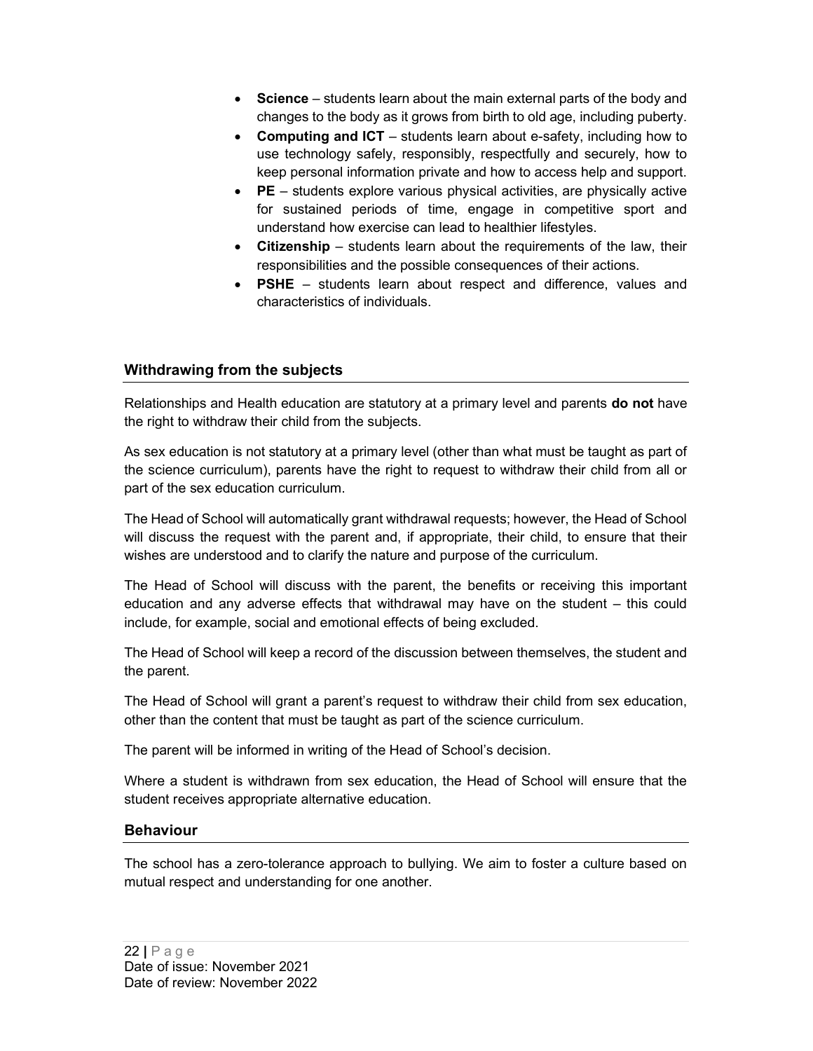- **Science** – students learn about the main external parts of the body and changes to the body as it grows from birth to old age, including puberty.
- **Computing and ICT** – students learn about e-safety, including how to use technology safely, responsibly, respectfully and securely, how to keep personal information private and how to access help and support.
- **PE** – students explore various physical activities, are physically active for sustained periods of time, engage in competitive sport and understand how exercise can lead to healthier lifestyles.
- **Citizenship** – students learn about the requirements of the law, their responsibilities and the possible consequences of their actions.
- **PSHE** – students learn about respect and difference, values and characteristics of individuals.

## Withdrawing from the subjects

Relationships and Health education are statutory at a primary level and parents **do not** have the right to withdraw their child from the subjects.

As sex education is not statutory at a primary level (other than what must be taught as part of the science curriculum), parents have the right to request to withdraw their child from all or part of the sex education curriculum.

The Head of School will automatically grant withdrawal requests; however, the Head of School will discuss the request with the parent and, if appropriate, their child, to ensure that their wishes are understood and to clarify the nature and purpose of the curriculum.

The Head of School will discuss with the parent, the benefits or receiving this important education and any adverse effects that withdrawal may have on the student – this could include, for example, social and emotional effects of being excluded.

The Head of School will keep a record of the discussion between themselves, the student and the parent.

The Head of School will grant a parent's request to withdraw their child from sex education, other than the content that must be taught as part of the science curriculum.

The parent will be informed in writing of the Head of School's decision.

Where a student is withdrawn from sex education, the Head of School will ensure that the student receives appropriate alternative education.

## Behaviour

The school has a zero-tolerance approach to bullying. We aim to foster a culture based on mutual respect and understanding for one another.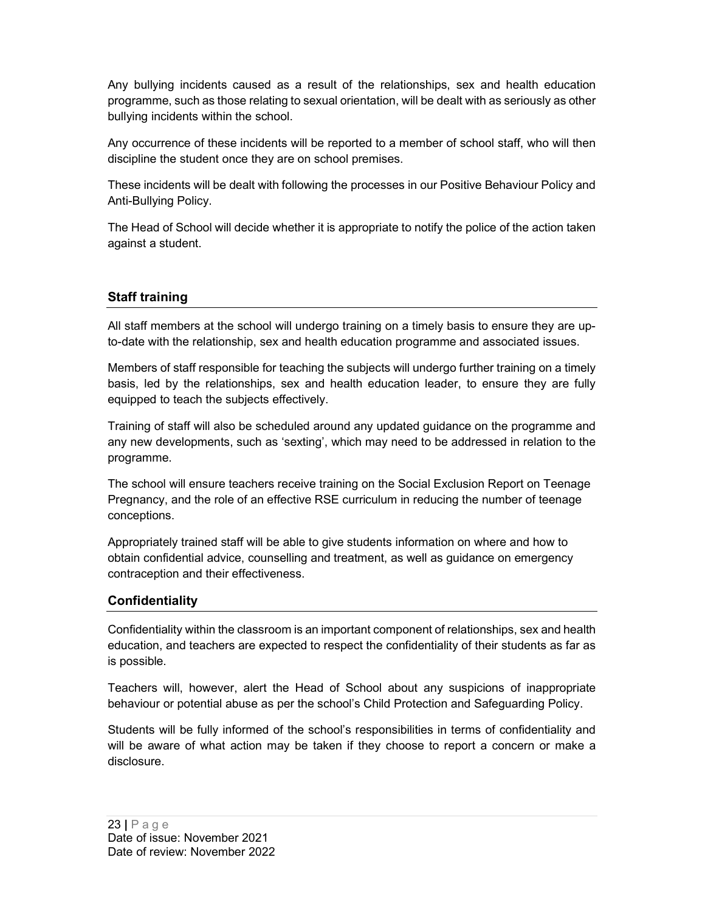Any bullying incidents caused as a result of the relationships, sex and health education programme, such as those relating to sexual orientation, will be dealt with as seriously as other bullying incidents within the school.

Any occurrence of these incidents will be reported to a member of school staff, who will then discipline the student once they are on school premises.

These incidents will be dealt with following the processes in our Positive Behaviour Policy and Anti-Bullying Policy.

The Head of School will decide whether it is appropriate to notify the police of the action taken against a student.

## Staff training

All staff members at the school will undergo training on a timely basis to ensure they are up-to-date with the relationship, sex and health education programme and associated issues.

Members of staff responsible for teaching the subjects will undergo further training on a timely basis, led by the relationships, sex and health education leader, to ensure they are fully equipped to teach the subjects effectively.

Training of staff will also be scheduled around any updated guidance on the programme and any new developments, such as 'sexting', which may need to be addressed in relation to the programme.

The school will ensure teachers receive training on the Social Exclusion Report on Teenage Pregnancy, and the role of an effective RSE curriculum in reducing the number of teenage conceptions.

Appropriately trained staff will be able to give students information on where and how to obtain confidential advice, counselling and treatment, as well as guidance on emergency contraception and their effectiveness.

## Confidentiality

Confidentiality within the classroom is an important component of relationships, sex and health education, and teachers are expected to respect the confidentiality of their students as far as is possible.

Teachers will, however, alert the Head of School about any suspicions of inappropriate behaviour or potential abuse as per the school's Child Protection and Safeguarding Policy.

Students will be fully informed of the school's responsibilities in terms of confidentiality and will be aware of what action may be taken if they choose to report a concern or make a disclosure.

Date of issue: November 2021
Date of review: November 2022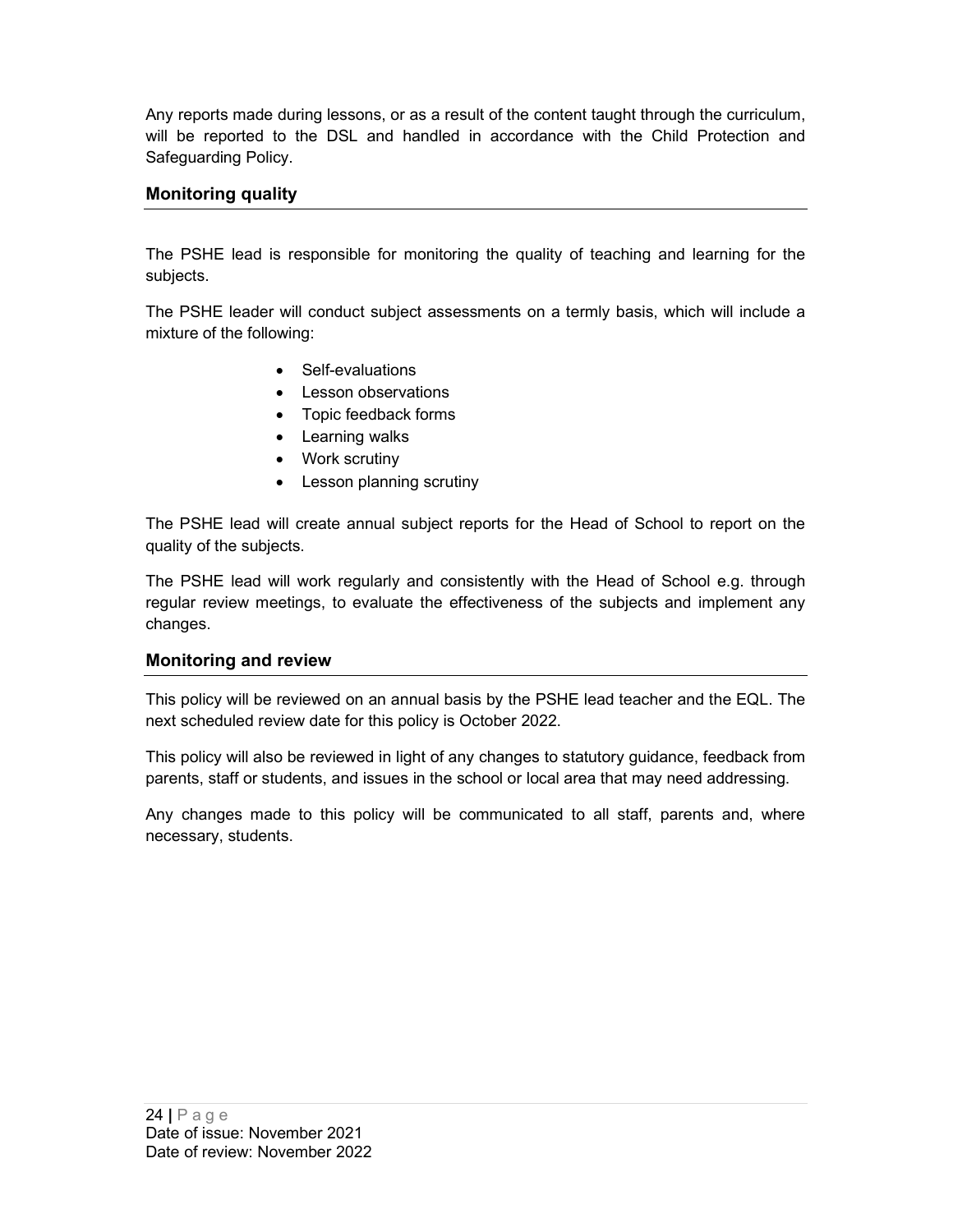Any reports made during lessons, or as a result of the content taught through the curriculum, will be reported to the DSL and handled in accordance with the Child Protection and Safeguarding Policy.

## Monitoring quality

The PSHE lead is responsible for monitoring the quality of teaching and learning for the subjects.

The PSHE leader will conduct subject assessments on a termly basis, which will include a mixture of the following:

- Self-evaluations
- Lesson observations
- Topic feedback forms
- Learning walks
- Work scrutiny
- Lesson planning scrutiny

The PSHE lead will create annual subject reports for the Head of School to report on the quality of the subjects.

The PSHE lead will work regularly and consistently with the Head of School e.g. through regular review meetings, to evaluate the effectiveness of the subjects and implement any changes.

## Monitoring and review

This policy will be reviewed on an annual basis by the PSHE lead teacher and the EQL. The next scheduled review date for this policy is October 2022.

This policy will also be reviewed in light of any changes to statutory guidance, feedback from parents, staff or students, and issues in the school or local area that may need addressing.

Any changes made to this policy will be communicated to all staff, parents and, where necessary, students.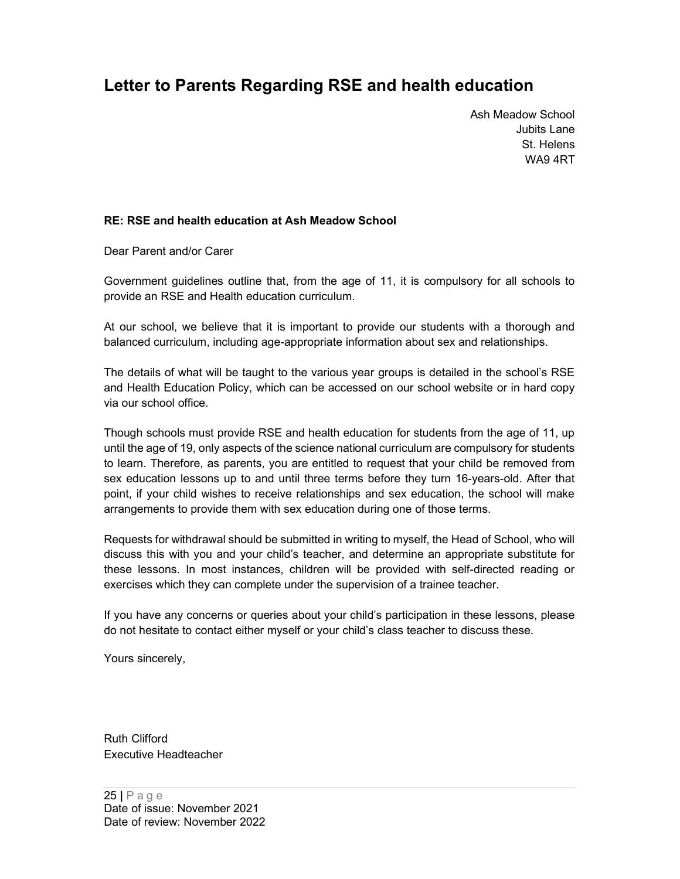# Letter to Parents Regarding RSE and health education

Ash Meadow School
Jubits Lane
St. Helens
WA9 4RT

**RE: RSE and health education at Ash Meadow School**

Dear Parent and/or Carer

Government guidelines outline that, from the age of 11, it is compulsory for all schools to provide an RSE and Health education curriculum.

At our school, we believe that it is important to provide our students with a thorough and balanced curriculum, including age-appropriate information about sex and relationships.

The details of what will be taught to the various year groups is detailed in the school's RSE and Health Education Policy, which can be accessed on our school website or in hard copy via our school office.

Though schools must provide RSE and health education for students from the age of 11, up until the age of 19, only aspects of the science national curriculum are compulsory for students to learn. Therefore, as parents, you are entitled to request that your child be removed from sex education lessons up to and until three terms before they turn 16-years-old. After that point, if your child wishes to receive relationships and sex education, the school will make arrangements to provide them with sex education during one of those terms.

Requests for withdrawal should be submitted in writing to myself, the Head of School, who will discuss this with you and your child's teacher, and determine an appropriate substitute for these lessons. In most instances, children will be provided with self-directed reading or exercises which they can complete under the supervision of a trainee teacher.

If you have any concerns or queries about your child's participation in these lessons, please do not hesitate to contact either myself or your child's class teacher to discuss these.

Yours sincerely,

Ruth Clifford
Executive Headteacher

Date of issue: November 2021
Date of review: November 2022